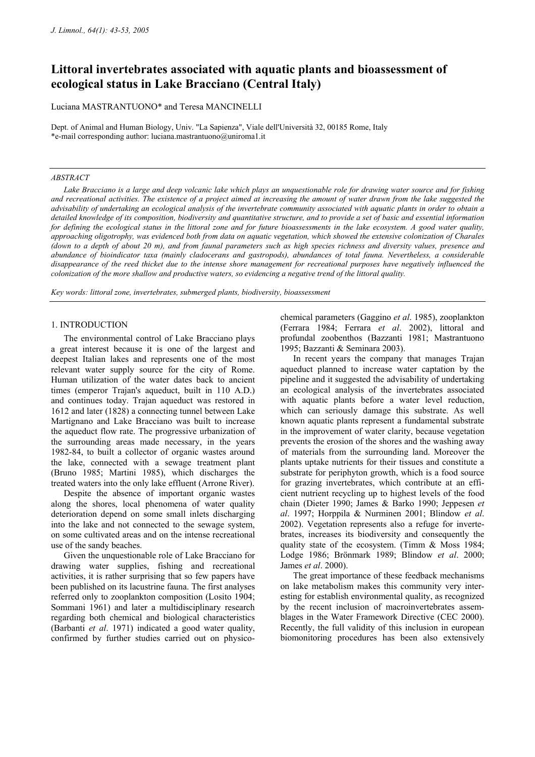# Littoral invertebrates associated with aquatic plants and bioassessment of ecological status in Lake Bracciano (Central Italy)

Luciana MASTRANTUONO* and Teresa MANCINELLI

Dept. of Animal and Human Biology, Univ. "La Sapienza", Viale dell'Università 32, 00185 Rome, Italy
*e-mail corresponding author: luciana.mastrantuono@uniroma1.it

## ABSTRACT

*Lake Bracciano is a large and deep volcanic lake which plays an unquestionable role for drawing water source and for fishing and recreational activities. The existence of a project aimed at increasing the amount of water drawn from the lake suggested the advisability of undertaking an ecological analysis of the invertebrate community associated with aquatic plants in order to obtain a detailed knowledge of its composition, biodiversity and quantitative structure, and to provide a set of basic and essential information for defining the ecological status in the littoral zone and for future bioassessments in the lake ecosystem. A good water quality, approaching oligotrophy, was evidenced both from data on aquatic vegetation, which showed the extensive colonization of Charales (down to a depth of about 20 m), and from faunal parameters such as high species richness and diversity values, presence and abundance of bioindicator taxa (mainly cladocerans and gastropods), abundances of total fauna. Nevertheless, a considerable disappearance of the reed thicket due to the intense shore management for recreational purposes have negatively influenced the colonization of the more shallow and productive waters, so evidencing a negative trend of the littoral quality.*

*Key words: littoral zone, invertebrates, submerged plants, biodiversity, bioassessment*

## 1. INTRODUCTION

The environmental control of Lake Bracciano plays a great interest because it is one of the largest and deepest Italian lakes and represents one of the most relevant water supply source for the city of Rome. Human utilization of the water dates back to ancient times (emperor Trajan's aqueduct, built in 110 A.D.) and continues today. Trajan aqueduct was restored in 1612 and later (1828) a connecting tunnel between Lake Martignano and Lake Bracciano was built to increase the aqueduct flow rate. The progressive urbanization of the surrounding areas made necessary, in the years 1982-84, to built a collector of organic wastes around the lake, connected with a sewage treatment plant (Bruno 1985; Martini 1985), which discharges the treated waters into the only lake effluent (Arrone River).

Despite the absence of important organic wastes along the shores, local phenomena of water quality deterioration depend on some small inlets discharging into the lake and not connected to the sewage system, on some cultivated areas and on the intense recreational use of the sandy beaches.

Given the unquestionable role of Lake Bracciano for drawing water supplies, fishing and recreational activities, it is rather surprising that so few papers have been published on its lacustrine fauna. The first analyses referred only to zooplankton composition (Losito 1904; Sommani 1961) and later a multidisciplinary research regarding both chemical and biological characteristics (Barbanti *et al*. 1971) indicated a good water quality, confirmed by further studies carried out on physico-chemical parameters (Gaggino *et al*. 1985), zooplankton (Ferrara 1984; Ferrara *et al*. 2002), littoral and profundal zoobenthos (Bazzanti 1981; Mastrantuono 1995; Bazzanti & Seminara 2003).

In recent years the company that manages Trajan aqueduct planned to increase water captation by the pipeline and it suggested the advisability of undertaking an ecological analysis of the invertebrates associated with aquatic plants before a water level reduction, which can seriously damage this substrate. As well known aquatic plants represent a fundamental substrate in the improvement of water clarity, because vegetation prevents the erosion of the shores and the washing away of materials from the surrounding land. Moreover the plants uptake nutrients for their tissues and constitute a substrate for periphyton growth, which is a food source for grazing invertebrates, which contribute at an efficient nutrient recycling up to highest levels of the food chain (Dieter 1990; James & Barko 1990; Jeppesen *et al*. 1997; Horppila & Nurminen 2001; Blindow *et al*. 2002). Vegetation represents also a refuge for invertebrates, increases its biodiversity and consequently the quality state of the ecosystem. (Timm & Moss 1984; Lodge 1986; Brönmark 1989; Blindow *et al*. 2000; James *et al*. 2000).

The great importance of these feedback mechanisms on lake metabolism makes this community very interesting for establish environmental quality, as recognized by the recent inclusion of macroinvertebrates assemblages in the Water Framework Directive (CEC 2000). Recently, the full validity of this inclusion in european biomonitoring procedures has been also extensively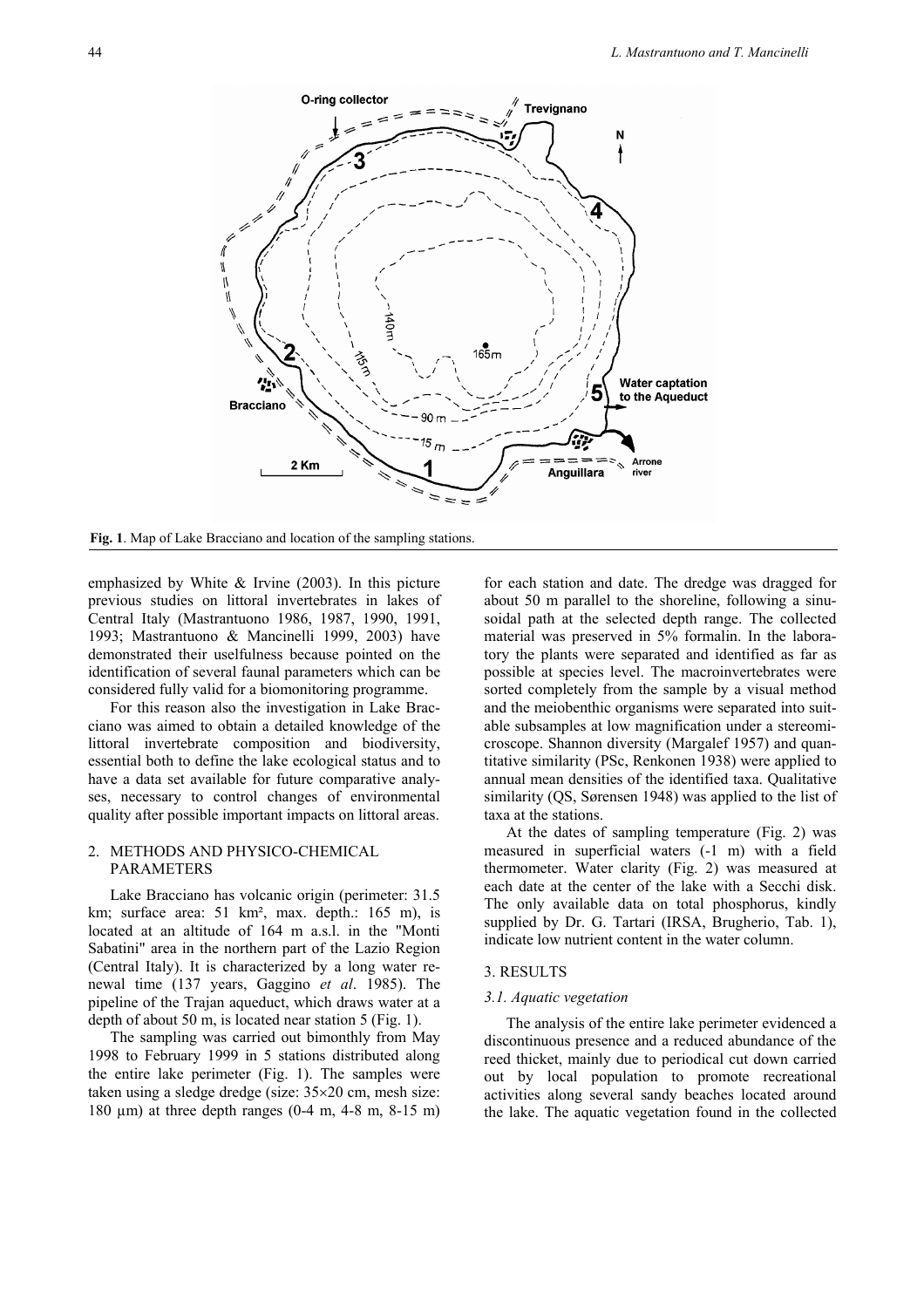**Fig. 1**. Map of Lake Bracciano and location of the sampling stations.

emphasized by White & Irvine (2003). In this picture previous studies on littoral invertebrates in lakes of Central Italy (Mastrantuono 1986, 1987, 1990, 1991, 1993; Mastrantuono & Mancinelli 1999, 2003) have demonstrated their usefulness because pointed on the identification of several faunal parameters which can be considered fully valid for a biomonitoring programme.

For this reason also the investigation in Lake Bracciano was aimed to obtain a detailed knowledge of the littoral invertebrate composition and biodiversity, essential both to define the lake ecological status and to have a data set available for future comparative analyses, necessary to control changes of environmental quality after possible important impacts on littoral areas.

## 2. METHODS AND PHYSICO-CHEMICAL PARAMETERS

Lake Bracciano has volcanic origin (perimeter: 31.5 km; surface area: 51 km², max. depth.: 165 m), is located at an altitude of 164 m a.s.l. in the "Monti Sabatini" area in the northern part of the Lazio Region (Central Italy). It is characterized by a long water renewal time (137 years, Gaggino *et al*. 1985). The pipeline of the Trajan aqueduct, which draws water at a depth of about 50 m, is located near station 5 (Fig. 1).

The sampling was carried out bimonthly from May 1998 to February 1999 in 5 stations distributed along the entire lake perimeter (Fig. 1). The samples were taken using a sledge dredge (size: 35×20 cm, mesh size: 180 μm) at three depth ranges (0-4 m, 4-8 m, 8-15 m) for each station and date. The dredge was dragged for about 50 m parallel to the shoreline, following a sinusoidal path at the selected depth range. The collected material was preserved in 5% formalin. In the laboratory the plants were separated and identified as far as possible at species level. The macroinvertebrates were sorted completely from the sample by a visual method and the meiobenthic organisms were separated into suitable subsamples at low magnification under a stereomicroscope. Shannon diversity (Margalef 1957) and quantitative similarity (PSc, Renkonen 1938) were applied to annual mean densities of the identified taxa. Qualitative similarity (QS, Sørensen 1948) was applied to the list of taxa at the stations.

At the dates of sampling temperature (Fig. 2) was measured in superficial waters (-1 m) with a field thermometer. Water clarity (Fig. 2) was measured at each date at the center of the lake with a Secchi disk. The only available data on total phosphorus, kindly supplied by Dr. G. Tartari (IRSA, Brugherio, Tab. 1), indicate low nutrient content in the water column.

## 3. RESULTS

### *3.1. Aquatic vegetation*

The analysis of the entire lake perimeter evidenced a discontinuous presence and a reduced abundance of the reed thicket, mainly due to periodical cut down carried out by local population to promote recreational activities along several sandy beaches located around the lake. The aquatic vegetation found in the collected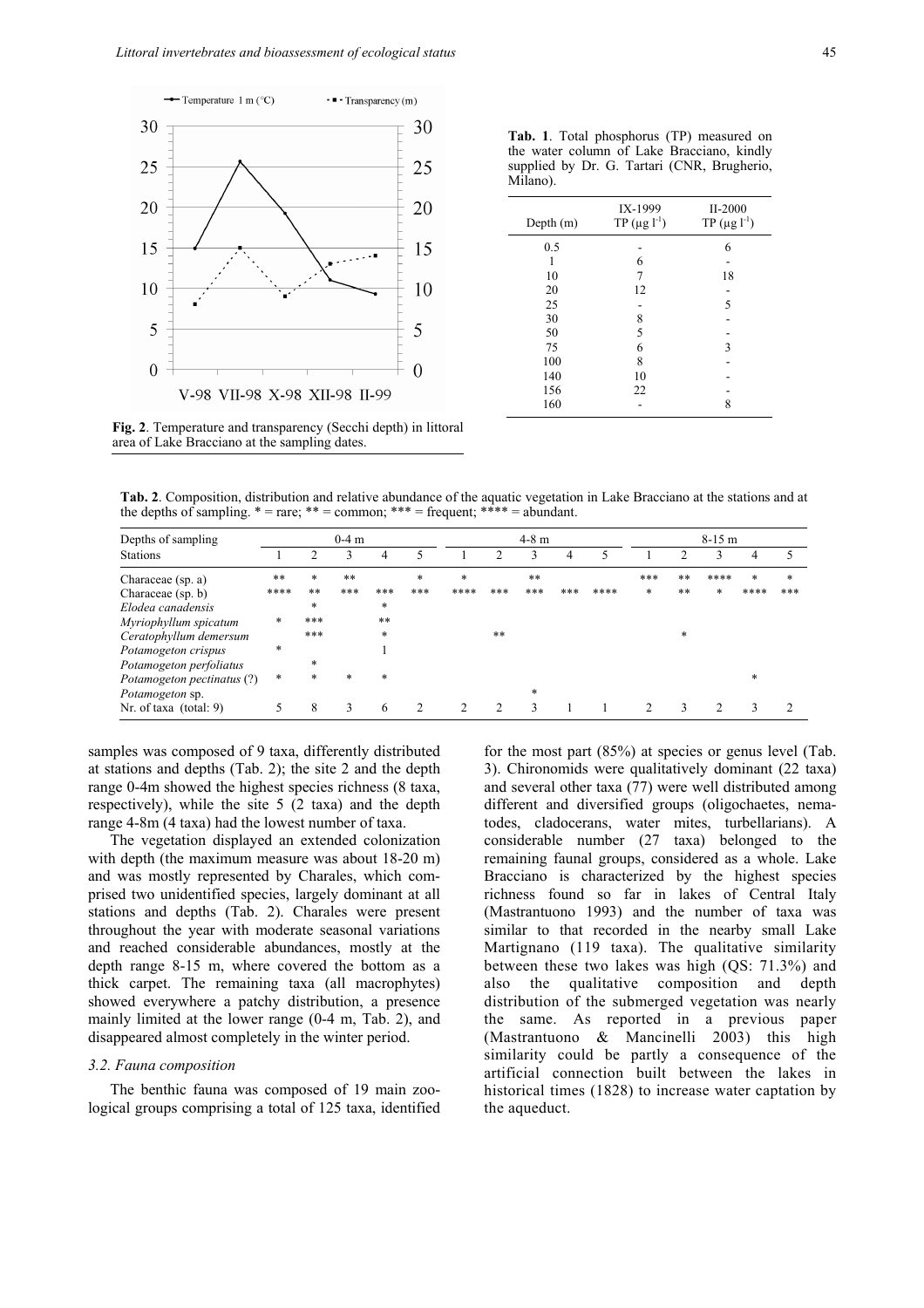Fig. 2. Temperature and transparency (Secchi depth) in littoral area of Lake Bracciano at the sampling dates.

**Tab. 1**. Total phosphorus (TP) measured on the water column of Lake Bracciano, kindly supplied by Dr. G. Tartari (CNR, Brugherio, Milano).

| Depth (m) | IX-1999 TP (μg l$^{-1}$) | II-2000 TP (μg l$^{-1}$) |
|---|---|---|
| 0.5 | - | 6 |
| 1 | 6 | - |
| 10 | 7 | 18 |
| 20 | 12 | - |
| 25 | - | 5 |
| 30 | 8 | - |
| 50 | 5 | - |
| 75 | 6 | 3 |
| 100 | 8 | - |
| 140 | 10 | - |
| 156 | 22 | - |
| 160 | - | 8 |

**Tab. 2**. Composition, distribution and relative abundance of the aquatic vegetation in Lake Bracciano at the stations and at the depths of sampling. * = rare; ** = common; *** = frequent; **** = abundant.

| Depths of sampling | 0-4 m | | | | | 4-8 m | | | | | 8-15 m | | | | |
|---|---|---|---|---|---|---|---|---|---|---|---|---|---|---|---|
| Stations | 1 | 2 | 3 | 4 | 5 | 1 | 2 | 3 | 4 | 5 | 1 | 2 | 3 | 4 | 5 |
| Characeae (sp. a) | ** | * | ** | | * | * | | ** | | | *** | ** | **** | * | * |
| Characeae (sp. b) | **** | ** | *** | *** | *** | **** | *** | *** | *** | **** | * | ** | * | **** | *** |
| *Elodea canadensis* | | * | | * | | | | | | | | | | | |
| *Myriophyllum spicatum* | * | *** | | ** | | | | | | | | | | | |
| *Ceratophyllum demersum* | | *** | | * | | | ** | | | | | * | | | |
| *Potamogeton crispus* | * | | | 1 | | | | | | | | | | | |
| *Potamogeton perfoliatus* | | * | | | | | | | | | | | | | |
| *Potamogeton pectinatus* (?) | * | * | * | * | | | | | | | | | | * | |
| *Potamogeton* sp. | | | | | | | | * | | | | | | | |
| Nr. of taxa (total: 9) | 5 | 8 | 3 | 6 | 2 | 2 | 2 | 3 | 1 | 1 | 2 | 3 | 2 | 3 | 2 |

samples was composed of 9 taxa, differently distributed at stations and depths (Tab. 2); the site 2 and the depth range 0-4m showed the highest species richness (8 taxa, respectively), while the site 5 (2 taxa) and the depth range 4-8m (4 taxa) had the lowest number of taxa.

The vegetation displayed an extended colonization with depth (the maximum measure was about 18-20 m) and was mostly represented by Charales, which comprised two unidentified species, largely dominant at all stations and depths (Tab. 2). Charales were present throughout the year with moderate seasonal variations and reached considerable abundances, mostly at the depth range 8-15 m, where covered the bottom as a thick carpet. The remaining taxa (all macrophytes) showed everywhere a patchy distribution, a presence mainly limited at the lower range (0-4 m, Tab. 2), and disappeared almost completely in the winter period.

### *3.2. Fauna composition*

The benthic fauna was composed of 19 main zoological groups comprising a total of 125 taxa, identified for the most part (85%) at species or genus level (Tab. 3). Chironomids were qualitatively dominant (22 taxa) and several other taxa (77) were well distributed among different and diversified groups (oligochaetes, nematodes, cladocerans, water mites, turbellarians). A considerable number (27 taxa) belonged to the remaining faunal groups, considered as a whole. Lake Bracciano is characterized by the highest species richness found so far in lakes of Central Italy (Mastrantuono 1993) and the number of taxa was similar to that recorded in the nearby small Lake Martignano (119 taxa). The qualitative similarity between these two lakes was high (QS: 71.3%) and also the qualitative composition and depth distribution of the submerged vegetation was nearly the same. As reported in a previous paper (Mastrantuono & Mancinelli 2003) this high similarity could be partly a consequence of the artificial connection built between the lakes in historical times (1828) to increase water captation by the aqueduct.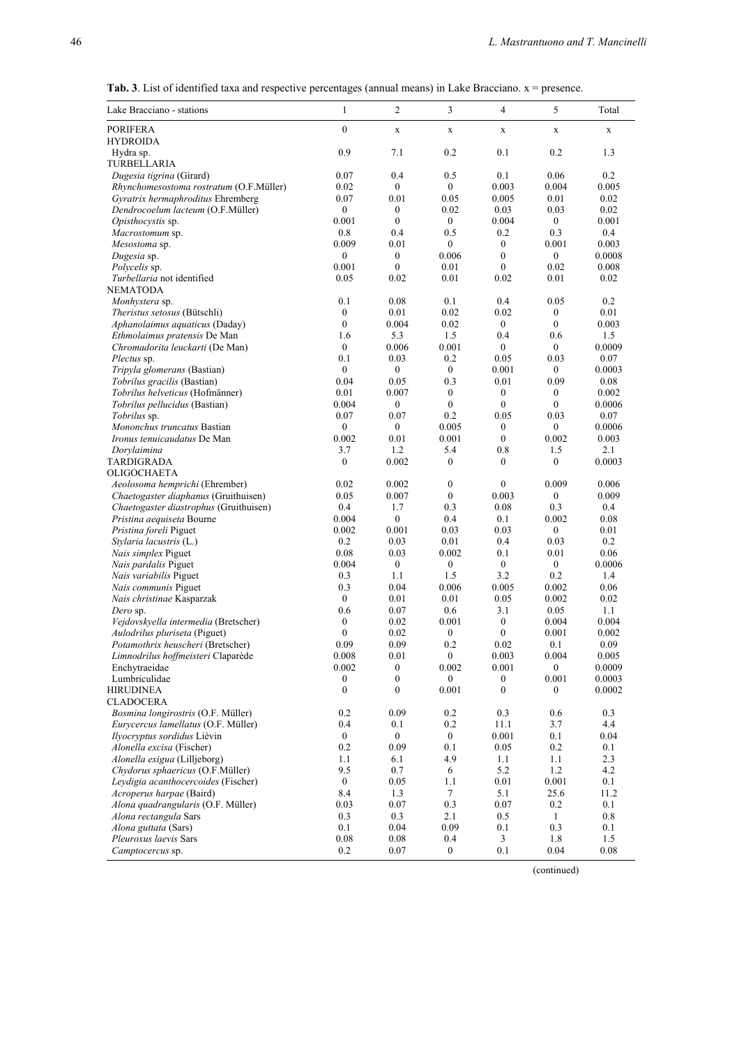**Tab. 3**. List of identified taxa and respective percentages (annual means) in Lake Bracciano. x = presence.

| Lake Bracciano - stations | 1 | 2 | 3 | 4 | 5 | Total |
|---|---|---|---|---|---|---|
| PORIFERA | 0 | x | x | x | x | x |
| HYDROIDA | | | | | | |
| Hydra sp. | 0.9 | 7.1 | 0.2 | 0.1 | 0.2 | 1.3 |
| TURBELLARIA | | | | | | |
| *Dugesia tigrina* (Girard) | 0.07 | 0.4 | 0.5 | 0.1 | 0.06 | 0.2 |
| *Rhynchomesostoma rostratum* (O.F.Müller) | 0.02 | 0 | 0 | 0.003 | 0.004 | 0.005 |
| *Gyratrix hermaphroditus* Ehremberg | 0.07 | 0.01 | 0.05 | 0.005 | 0.01 | 0.02 |
| *Dendrocoelum lacteum* (O.F.Müller) | 0 | 0 | 0.02 | 0.03 | 0.03 | 0.02 |
| *Opisthocystis* sp. | 0.001 | 0 | 0 | 0.004 | 0 | 0.001 |
| *Macrostomum* sp. | 0.8 | 0.4 | 0.5 | 0.2 | 0.3 | 0.4 |
| *Mesostoma* sp. | 0.009 | 0.01 | 0 | 0 | 0.001 | 0.003 |
| *Dugesia* sp. | 0 | 0 | 0.006 | 0 | 0 | 0.0008 |
| *Polycelis* sp. | 0.001 | 0 | 0.01 | 0 | 0.02 | 0.008 |
| *Turbellaria* not identified | 0.05 | 0.02 | 0.01 | 0.02 | 0.01 | 0.02 |
| NEMATODA | | | | | | |
| *Monhystera* sp. | 0.1 | 0.08 | 0.1 | 0.4 | 0.05 | 0.2 |
| *Theristus setosus* (Bütschli) | 0 | 0.01 | 0.02 | 0.02 | 0 | 0.01 |
| *Aphanolaimus aquaticus* (Daday) | 0 | 0.004 | 0.02 | 0 | 0 | 0.003 |
| *Ethmolaimus pratensis* De Man | 1.6 | 5.3 | 1.5 | 0.4 | 0.6 | 1.5 |
| *Chromadorita leuckarti* (De Man) | 0 | 0.006 | 0.001 | 0 | 0 | 0.0009 |
| *Plectus* sp. | 0.1 | 0.03 | 0.2 | 0.05 | 0.03 | 0.07 |
| *Tripyla glomerans* (Bastian) | 0 | 0 | 0 | 0.001 | 0 | 0.0003 |
| *Tobrilus gracilis* (Bastian) | 0.04 | 0.05 | 0.3 | 0.01 | 0.09 | 0.08 |
| *Tobrilus helveticus* (Hofmänner) | 0.01 | 0.007 | 0 | 0 | 0 | 0.002 |
| *Tobrilus pellucidus* (Bastian) | 0.004 | 0 | 0 | 0 | 0 | 0.0006 |
| *Tobrilus* sp. | 0.07 | 0.07 | 0.2 | 0.05 | 0.03 | 0.07 |
| *Mononchus truncatus* Bastian | 0 | 0 | 0.005 | 0 | 0 | 0.0006 |
| *Ironus tenuicaudatus* De Man | 0.002 | 0.01 | 0.001 | 0 | 0.002 | 0.003 |
| *Dorylaimina* | 3.7 | 1.2 | 5.4 | 0.8 | 1.5 | 2.1 |
| TARDIGRADA | 0 | 0.002 | 0 | 0 | 0 | 0.0003 |
| OLIGOCHAETA | | | | | | |
| *Aeolosoma hemprichi* (Ehrember) | 0.02 | 0.002 | 0 | 0 | 0.009 | 0.006 |
| *Chaetogaster diaphanus* (Gruithuisen) | 0.05 | 0.007 | 0 | 0.003 | 0 | 0.009 |
| *Chaetogaster diastrophus* (Gruithuisen) | 0.4 | 1.7 | 0.3 | 0.08 | 0.3 | 0.4 |
| *Pristina aequiseta* Bourne | 0.004 | 0 | 0.4 | 0.1 | 0.002 | 0.08 |
| *Pristina foreli* Piguet | 0.002 | 0.001 | 0.03 | 0.03 | 0 | 0.01 |
| *Stylaria lacustris* (L.) | 0.2 | 0.03 | 0.01 | 0.4 | 0.03 | 0.2 |
| *Nais simplex* Piguet | 0.08 | 0.03 | 0.002 | 0.1 | 0.01 | 0.06 |
| *Nais pardalis* Piguet | 0.004 | 0 | 0 | 0 | 0 | 0.0006 |
| *Nais variabilis* Piguet | 0.3 | 1.1 | 1.5 | 3.2 | 0.2 | 1.4 |
| *Nais communis* Piguet | 0.3 | 0.04 | 0.006 | 0.005 | 0.002 | 0.06 |
| *Nais christinae* Kasparzak | 0 | 0.01 | 0.01 | 0.05 | 0.002 | 0.02 |
| *Dero* sp. | 0.6 | 0.07 | 0.6 | 3.1 | 0.05 | 1.1 |
| *Vejdovskyella intermedia* (Bretscher) | 0 | 0.02 | 0.001 | 0 | 0.004 | 0.004 |
| *Aulodrilus pluriseta* (Piguet) | 0 | 0.02 | 0 | 0 | 0.001 | 0.002 |
| *Potamothrix heuscheri* (Bretscher) | 0.09 | 0.09 | 0.2 | 0.02 | 0.1 | 0.09 |
| *Limnodrilus hoffmeisteri* Claparède | 0.008 | 0.01 | 0 | 0.003 | 0.004 | 0.005 |
| Enchytraeidae | 0.002 | 0 | 0.002 | 0.001 | 0 | 0.0009 |
| Lumbriculidae | 0 | 0 | 0 | 0 | 0.001 | 0.0003 |
| HIRUDINEA | 0 | 0 | 0.001 | 0 | 0 | 0.0002 |
| CLADOCERA | | | | | | |
| *Bosmina longirostris* (O.F. Müller) | 0.2 | 0.09 | 0.2 | 0.3 | 0.6 | 0.3 |
| *Eurycercus lamellatus* (O.F. Müller) | 0.4 | 0.1 | 0.2 | 11.1 | 3.7 | 4.4 |
| *Ilyocryptus sordidus* Lièvin | 0 | 0 | 0 | 0.001 | 0.1 | 0.04 |
| *Alonella excisa* (Fischer) | 0.2 | 0.09 | 0.1 | 0.05 | 0.2 | 0.1 |
| *Alonella exigua* (Lilljeborg) | 1.1 | 6.1 | 4.9 | 1.1 | 1.1 | 2.3 |
| *Chydorus sphaericus* (O.F.Müller) | 9.5 | 0.7 | 6 | 5.2 | 1.2 | 4.2 |
| *Leydigia acanthocercoides* (Fischer) | 0 | 0.05 | 1.1 | 0.01 | 0.001 | 0.1 |
| *Acroperus harpae* (Baird) | 8.4 | 1.3 | 7 | 5.1 | 25.6 | 11.2 |
| *Alona quadrangularis* (O.F. Müller) | 0.03 | 0.07 | 0.3 | 0.07 | 0.2 | 0.1 |
| *Alona rectangula* Sars | 0.3 | 0.3 | 2.1 | 0.5 | 1 | 0.8 |
| *Alona guttata* (Sars) | 0.1 | 0.04 | 0.09 | 0.1 | 0.3 | 0.1 |
| *Pleuroxus laevis* Sars | 0.08 | 0.08 | 0.4 | 3 | 1.8 | 1.5 |
| *Camptocercus* sp. | 0.2 | 0.07 | 0 | 0.1 | 0.04 | 0.08 |

(continued)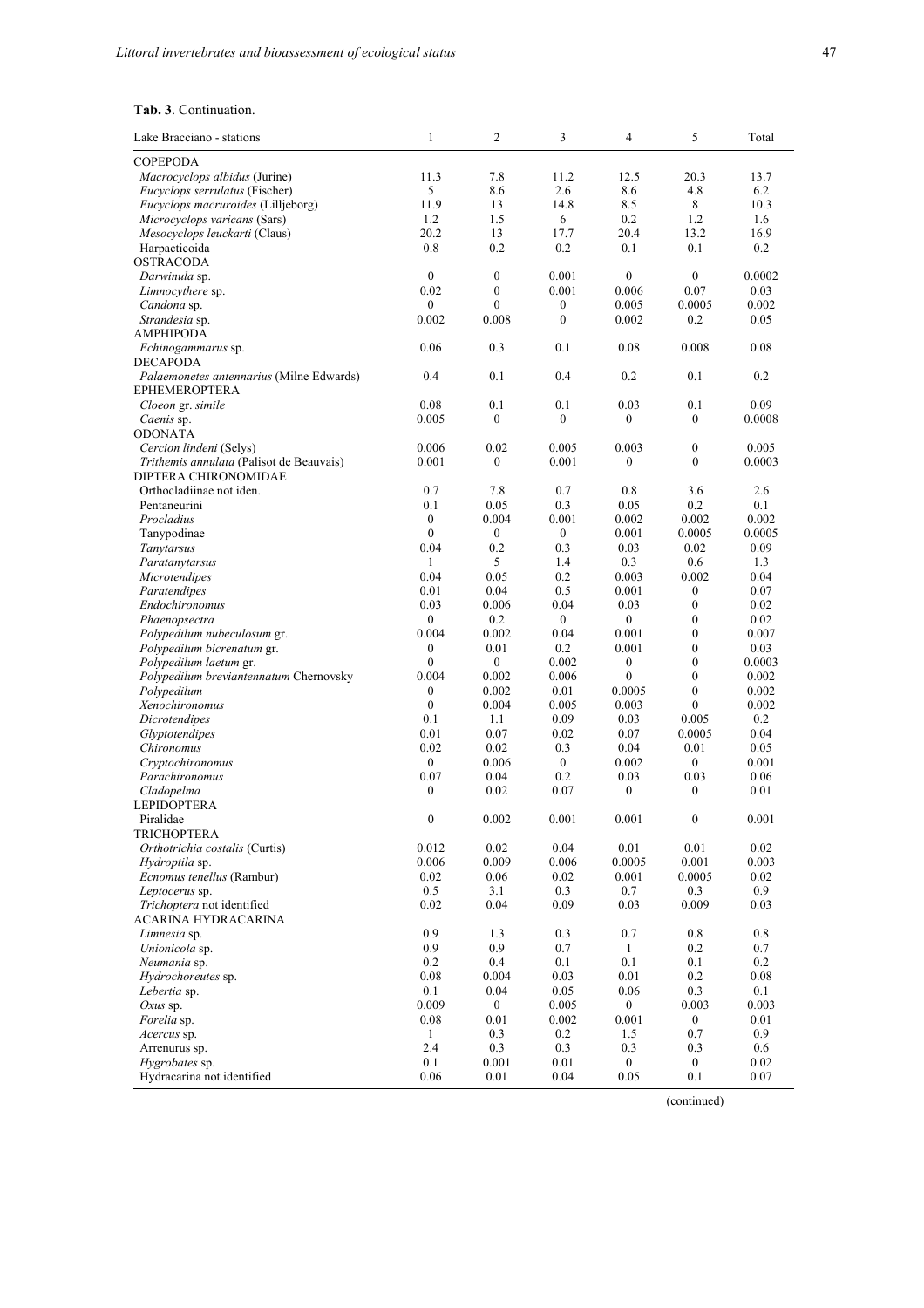**Tab. 3**. Continuation.

| Lake Bracciano - stations | 1 | 2 | 3 | 4 | 5 | Total |
|---|---|---|---|---|---|---|
| COPEPODA | | | | | | |
| *Macrocyclops albidus* (Jurine) | 11.3 | 7.8 | 11.2 | 12.5 | 20.3 | 13.7 |
| *Eucyclops serrulatus* (Fischer) | 5 | 8.6 | 2.6 | 8.6 | 4.8 | 6.2 |
| *Eucyclops macruroides* (Lilljeborg) | 11.9 | 13 | 14.8 | 8.5 | 8 | 10.3 |
| *Microcyclops varicans* (Sars) | 1.2 | 1.5 | 6 | 0.2 | 1.2 | 1.6 |
| *Mesocyclops leuckarti* (Claus) | 20.2 | 13 | 17.7 | 20.4 | 13.2 | 16.9 |
| Harpacticoida | 0.8 | 0.2 | 0.2 | 0.1 | 0.1 | 0.2 |
| OSTRACODA | | | | | | |
| *Darwinula* sp. | 0 | 0 | 0.001 | 0 | 0 | 0.0002 |
| *Limnocythere* sp. | 0.02 | 0 | 0.001 | 0.006 | 0.07 | 0.03 |
| *Candona* sp. | 0 | 0 | 0 | 0.005 | 0.0005 | 0.002 |
| *Strandesia* sp. | 0.002 | 0.008 | 0 | 0.002 | 0.2 | 0.05 |
| AMPHIPODA | | | | | | |
| *Echinogammarus* sp. | 0.06 | 0.3 | 0.1 | 0.08 | 0.008 | 0.08 |
| DECAPODA | | | | | | |
| *Palaemonetes antennarius* (Milne Edwards) | 0.4 | 0.1 | 0.4 | 0.2 | 0.1 | 0.2 |
| EPHEMEROPTERA | | | | | | |
| *Cloeon* gr. *simile* | 0.08 | 0.1 | 0.1 | 0.03 | 0.1 | 0.09 |
| *Caenis* sp. | 0.005 | 0 | 0 | 0 | 0 | 0.0008 |
| ODONATA | | | | | | |
| *Cercion lindeni* (Selys) | 0.006 | 0.02 | 0.005 | 0.003 | 0 | 0.005 |
| *Trithemis annulata* (Palisot de Beauvais) | 0.001 | 0 | 0.001 | 0 | 0 | 0.0003 |
| DIPTERA CHIRONOMIDAE | | | | | | |
| Orthocladiinae not iden. | 0.7 | 7.8 | 0.7 | 0.8 | 3.6 | 2.6 |
| Pentaneurini | 0.1 | 0.05 | 0.3 | 0.05 | 0.2 | 0.1 |
| *Procladius* | 0 | 0.004 | 0.001 | 0.002 | 0.002 | 0.002 |
| Tanypodinae | 0 | 0 | 0 | 0.001 | 0.0005 | 0.0005 |
| *Tanytarsus* | 0.04 | 0.2 | 0.3 | 0.03 | 0.02 | 0.09 |
| *Paratanytarsus* | 1 | 5 | 1.4 | 0.3 | 0.6 | 1.3 |
| *Microtendipes* | 0.04 | 0.05 | 0.2 | 0.003 | 0.002 | 0.04 |
| *Paratendipes* | 0.01 | 0.04 | 0.5 | 0.001 | 0 | 0.07 |
| *Endochironomus* | 0.03 | 0.006 | 0.04 | 0.03 | 0 | 0.02 |
| *Phaenopsectra* | 0 | 0.2 | 0 | 0 | 0 | 0.02 |
| *Polypedilum nubeculosum* gr. | 0.004 | 0.002 | 0.04 | 0.001 | 0 | 0.007 |
| *Polypedilum bicrenatum* gr. | 0 | 0.01 | 0.2 | 0.001 | 0 | 0.03 |
| *Polypedilum laetum* gr. | 0 | 0 | 0.002 | 0 | 0 | 0.0003 |
| *Polypedilum breviantennatum* Chernovsky | 0.004 | 0.002 | 0.006 | 0 | 0 | 0.002 |
| *Polypedilum* | 0 | 0.002 | 0.01 | 0.0005 | 0 | 0.002 |
| *Xenochironomus* | 0 | 0.004 | 0.005 | 0.003 | 0 | 0.002 |
| *Dicrotendipes* | 0.1 | 1.1 | 0.09 | 0.03 | 0.005 | 0.2 |
| *Glyptotendipes* | 0.01 | 0.07 | 0.02 | 0.07 | 0.0005 | 0.04 |
| *Chironomus* | 0.02 | 0.02 | 0.3 | 0.04 | 0.01 | 0.05 |
| *Cryptochironomus* | 0 | 0.006 | 0 | 0.002 | 0 | 0.001 |
| *Parachironomus* | 0.07 | 0.04 | 0.2 | 0.03 | 0.03 | 0.06 |
| *Cladopelma* | 0 | 0.02 | 0.07 | 0 | 0 | 0.01 |
| LEPIDOPTERA | | | | | | |
| Piralidae | 0 | 0.002 | 0.001 | 0.001 | 0 | 0.001 |
| TRICHOPTERA | | | | | | |
| *Orthotrichia costalis* (Curtis) | 0.012 | 0.02 | 0.04 | 0.01 | 0.01 | 0.02 |
| *Hydroptila* sp. | 0.006 | 0.009 | 0.006 | 0.0005 | 0.001 | 0.003 |
| *Ecnomus tenellus* (Rambur) | 0.02 | 0.06 | 0.02 | 0.001 | 0.0005 | 0.02 |
| *Leptocerus* sp. | 0.5 | 3.1 | 0.3 | 0.7 | 0.3 | 0.9 |
| *Trichoptera* not identified | 0.02 | 0.04 | 0.09 | 0.03 | 0.009 | 0.03 |
| ACARINA HYDRACARINA | | | | | | |
| *Limnesia* sp. | 0.9 | 1.3 | 0.3 | 0.7 | 0.8 | 0.8 |
| *Unionicola* sp. | 0.9 | 0.9 | 0.7 | 1 | 0.2 | 0.7 |
| *Neumania* sp. | 0.2 | 0.4 | 0.1 | 0.1 | 0.1 | 0.2 |
| *Hydrochoreutes* sp. | 0.08 | 0.004 | 0.03 | 0.01 | 0.2 | 0.08 |
| *Lebertia* sp. | 0.1 | 0.04 | 0.05 | 0.06 | 0.3 | 0.1 |
| *Oxus* sp. | 0.009 | 0 | 0.005 | 0 | 0.003 | 0.003 |
| *Forelia* sp. | 0.08 | 0.01 | 0.002 | 0.001 | 0 | 0.01 |
| *Acercus* sp. | 1 | 0.3 | 0.2 | 1.5 | 0.7 | 0.9 |
| Arrenurus sp. | 2.4 | 0.3 | 0.3 | 0.3 | 0.3 | 0.6 |
| *Hygrobates* sp. | 0.1 | 0.001 | 0.01 | 0 | 0 | 0.02 |
| Hydracarina not identified | 0.06 | 0.01 | 0.04 | 0.05 | 0.1 | 0.07 |

(continued)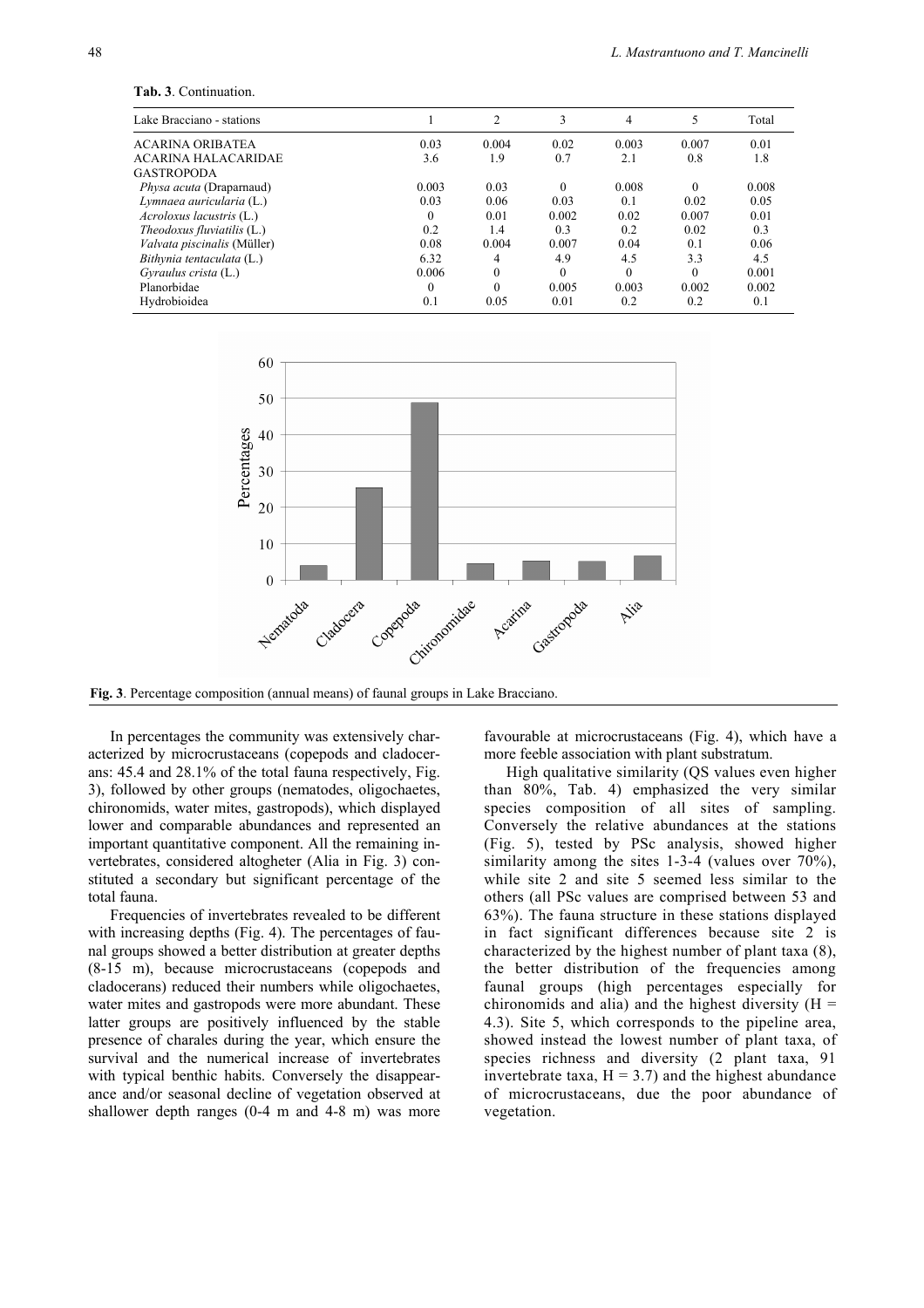**Tab. 3**. Continuation.

| Lake Bracciano - stations | 1 | 2 | 3 | 4 | 5 | Total |
|---|---|---|---|---|---|---|
| ACARINA ORIBATEA | 0.03 | 0.004 | 0.02 | 0.003 | 0.007 | 0.01 |
| ACARINA HALACARIDAE | 3.6 | 1.9 | 0.7 | 2.1 | 0.8 | 1.8 |
| GASTROPODA | | | | | | |
| *Physa acuta* (Draparnaud) | 0.003 | 0.03 | 0 | 0.008 | 0 | 0.008 |
| *Lymnaea auricularia* (L.) | 0.03 | 0.06 | 0.03 | 0.1 | 0.02 | 0.05 |
| *Acroloxus lacustris* (L.) | 0 | 0.01 | 0.002 | 0.02 | 0.007 | 0.01 |
| *Theodoxus fluviatilis* (L.) | 0.2 | 1.4 | 0.3 | 0.2 | 0.02 | 0.3 |
| *Valvata piscinalis* (Müller) | 0.08 | 0.004 | 0.007 | 0.04 | 0.1 | 0.06 |
| *Bithynia tentaculata* (L.) | 6.32 | 4 | 4.9 | 4.5 | 3.3 | 4.5 |
| *Gyraulus crista* (L.) | 0.006 | 0 | 0 | 0 | 0 | 0.001 |
| Planorbidae | 0 | 0 | 0.005 | 0.003 | 0.002 | 0.002 |
| Hydrobioidea | 0.1 | 0.05 | 0.01 | 0.2 | 0.2 | 0.1 |

**Fig. 3**. Percentage composition (annual means) of faunal groups in Lake Bracciano.

In percentages the community was extensively characterized by microcrustaceans (copepods and cladocerans: 45.4 and 28.1% of the total fauna respectively, Fig. 3), followed by other groups (nematodes, oligochaetes, chironomids, water mites, gastropods), which displayed lower and comparable abundances and represented an important quantitative component. All the remaining invertebrates, considered altogheter (Alia in Fig. 3) constituted a secondary but significant percentage of the total fauna.

Frequencies of invertebrates revealed to be different with increasing depths (Fig. 4). The percentages of faunal groups showed a better distribution at greater depths (8-15 m), because microcrustaceans (copepods and cladocerans) reduced their numbers while oligochaetes, water mites and gastropods were more abundant. These latter groups are positively influenced by the stable presence of charales during the year, which ensure the survival and the numerical increase of invertebrates with typical benthic habits. Conversely the disappearance and/or seasonal decline of vegetation observed at shallower depth ranges (0-4 m and 4-8 m) was more favourable at microcrustaceans (Fig. 4), which have a more feeble association with plant substratum.

High qualitative similarity (QS values even higher than 80%, Tab. 4) emphasized the very similar species composition of all sites of sampling. Conversely the relative abundances at the stations (Fig. 5), tested by PSc analysis, showed higher similarity among the sites 1-3-4 (values over 70%), while site 2 and site 5 seemed less similar to the others (all PSc values are comprised between 53 and 63%). The fauna structure in these stations displayed in fact significant differences because site 2 is characterized by the highest number of plant taxa (8), the better distribution of the frequencies among faunal groups (high percentages especially for chironomids and alia) and the highest diversity ($H = 4.3$). Site 5, which corresponds to the pipeline area, showed instead the lowest number of plant taxa, of species richness and diversity (2 plant taxa, 91 invertebrate taxa, $H = 3.7$) and the highest abundance of microcrustaceans, due the poor abundance of vegetation.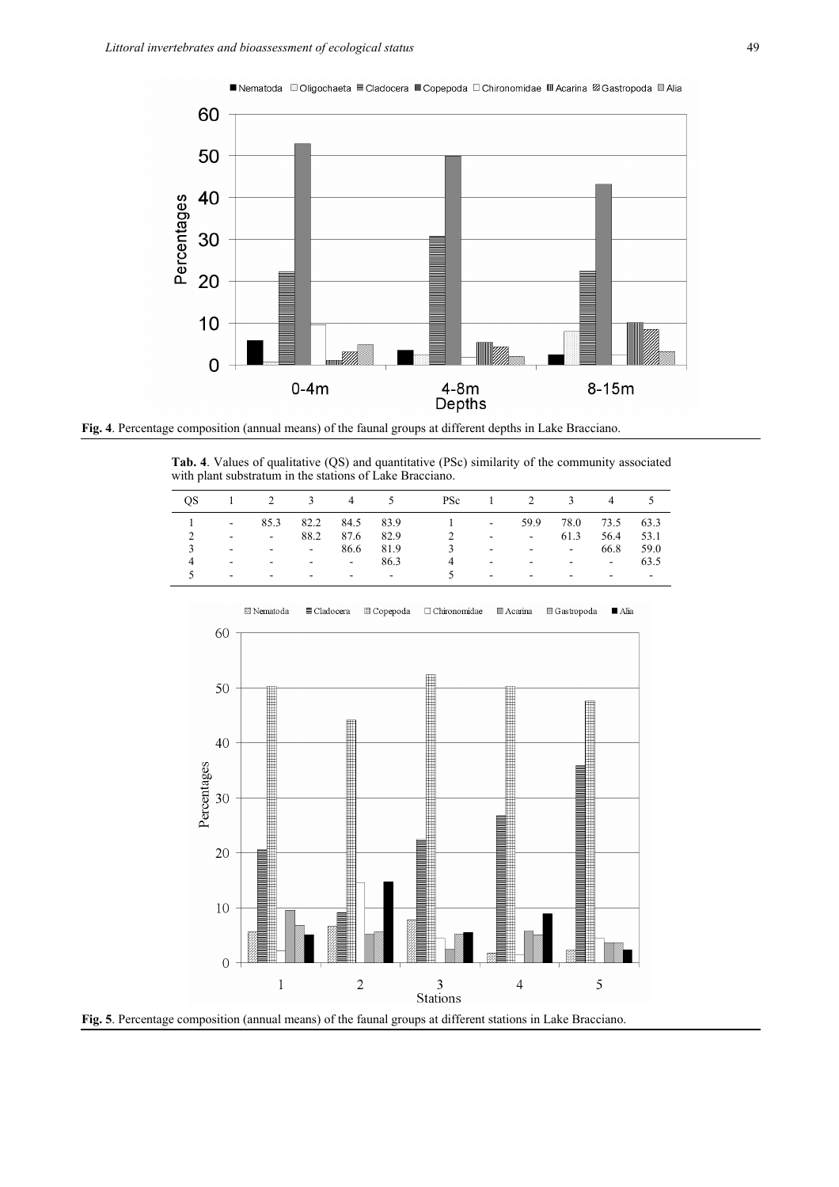**Fig. 4**. Percentage composition (annual means) of the faunal groups at different depths in Lake Bracciano.

**Tab. 4**. Values of qualitative (QS) and quantitative (PSc) similarity of the community associated with plant substratum in the stations of Lake Bracciano.

| QS | 1 | 2 | 3 | 4 | 5 | PSc | 1 | 2 | 3 | 4 | 5 |
|---|---|---|---|---|---|---|---|---|---|---|---|
| 1 | - | 85.3 | 82.2 | 84.5 | 83.9 | 1 | - | 59.9 | 78.0 | 73.5 | 63.3 |
| 2 | - | - | 88.2 | 87.6 | 82.9 | 2 | - | - | 61.3 | 56.4 | 53.1 |
| 3 | - | - | - | 86.6 | 81.9 | 3 | - | - | - | 66.8 | 59.0 |
| 4 | - | - | - | - | 86.3 | 4 | - | - | - | - | 63.5 |
| 5 | - | - | - | - | - | 5 | - | - | - | - | - |

**Fig. 5**. Percentage composition (annual means) of the faunal groups at different stations in Lake Bracciano.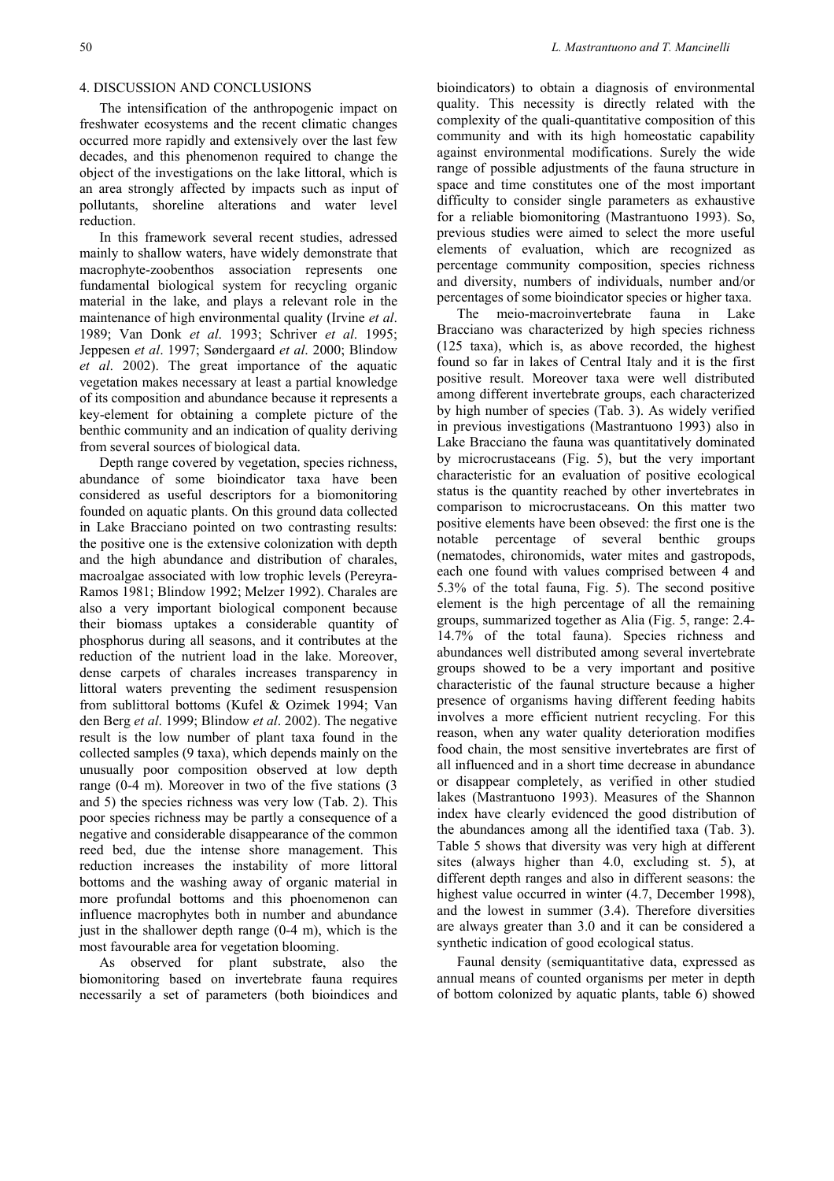## 4. DISCUSSION AND CONCLUSIONS

The intensification of the anthropogenic impact on freshwater ecosystems and the recent climatic changes occurred more rapidly and extensively over the last few decades, and this phenomenon required to change the object of the investigations on the lake littoral, which is an area strongly affected by impacts such as input of pollutants, shoreline alterations and water level reduction.

In this framework several recent studies, adressed mainly to shallow waters, have widely demonstrate that macrophyte-zoobenthos association represents one fundamental biological system for recycling organic material in the lake, and plays a relevant role in the maintenance of high environmental quality (Irvine *et al*. 1989; Van Donk *et al*. 1993; Schriver *et al*. 1995; Jeppesen *et al*. 1997; Søndergaard *et al*. 2000; Blindow *et al*. 2002). The great importance of the aquatic vegetation makes necessary at least a partial knowledge of its composition and abundance because it represents a key-element for obtaining a complete picture of the benthic community and an indication of quality deriving from several sources of biological data.

Depth range covered by vegetation, species richness, abundance of some bioindicator taxa have been considered as useful descriptors for a biomonitoring founded on aquatic plants. On this ground data collected in Lake Bracciano pointed on two contrasting results: the positive one is the extensive colonization with depth and the high abundance and distribution of charales, macroalgae associated with low trophic levels (Pereyra-Ramos 1981; Blindow 1992; Melzer 1992). Charales are also a very important biological component because their biomass uptakes a considerable quantity of phosphorus during all seasons, and it contributes at the reduction of the nutrient load in the lake. Moreover, dense carpets of charales increases transparency in littoral waters preventing the sediment resuspension from sublittoral bottoms (Kufel & Ozimek 1994; Van den Berg *et al*. 1999; Blindow *et al*. 2002). The negative result is the low number of plant taxa found in the collected samples (9 taxa), which depends mainly on the unusually poor composition observed at low depth range (0-4 m). Moreover in two of the five stations (3 and 5) the species richness was very low (Tab. 2). This poor species richness may be partly a consequence of a negative and considerable disappearance of the common reed bed, due the intense shore management. This reduction increases the instability of more littoral bottoms and the washing away of organic material in more profundal bottoms and this phoenomenon can influence macrophytes both in number and abundance just in the shallower depth range (0-4 m), which is the most favourable area for vegetation blooming.

As observed for plant substrate, also the biomonitoring based on invertebrate fauna requires necessarily a set of parameters (both bioindices and bioindicators) to obtain a diagnosis of environmental quality. This necessity is directly related with the complexity of the quali-quantitative composition of this community and with its high homeostatic capability against environmental modifications. Surely the wide range of possible adjustments of the fauna structure in space and time constitutes one of the most important difficulty to consider single parameters as exhaustive for a reliable biomonitoring (Mastrantuono 1993). So, previous studies were aimed to select the more useful elements of evaluation, which are recognized as percentage community composition, species richness and diversity, numbers of individuals, number and/or percentages of some bioindicator species or higher taxa.

The meio-macroinvertebrate fauna in Lake Bracciano was characterized by high species richness (125 taxa), which is, as above recorded, the highest found so far in lakes of Central Italy and it is the first positive result. Moreover taxa were well distributed among different invertebrate groups, each characterized by high number of species (Tab. 3). As widely verified in previous investigations (Mastrantuono 1993) also in Lake Bracciano the fauna was quantitatively dominated by microcrustaceans (Fig. 5), but the very important characteristic for an evaluation of positive ecological status is the quantity reached by other invertebrates in comparison to microcrustaceans. On this matter two positive elements have been obseved: the first one is the notable percentage of several benthic groups (nematodes, chironomids, water mites and gastropods, each one found with values comprised between 4 and 5.3% of the total fauna, Fig. 5). The second positive element is the high percentage of all the remaining groups, summarized together as Alia (Fig. 5, range: 2.4-14.7% of the total fauna). Species richness and abundances well distributed among several invertebrate groups showed to be a very important and positive characteristic of the faunal structure because a higher presence of organisms having different feeding habits involves a more efficient nutrient recycling. For this reason, when any water quality deterioration modifies food chain, the most sensitive invertebrates are first of all influenced and in a short time decrease in abundance or disappear completely, as verified in other studied lakes (Mastrantuono 1993). Measures of the Shannon index have clearly evidenced the good distribution of the abundances among all the identified taxa (Tab. 3). Table 5 shows that diversity was very high at different sites (always higher than 4.0, excluding st. 5), at different depth ranges and also in different seasons: the highest value occurred in winter (4.7, December 1998), and the lowest in summer (3.4). Therefore diversities are always greater than 3.0 and it can be considered a synthetic indication of good ecological status.

Faunal density (semiquantitative data, expressed as annual means of counted organisms per meter in depth of bottom colonized by aquatic plants, table 6) showed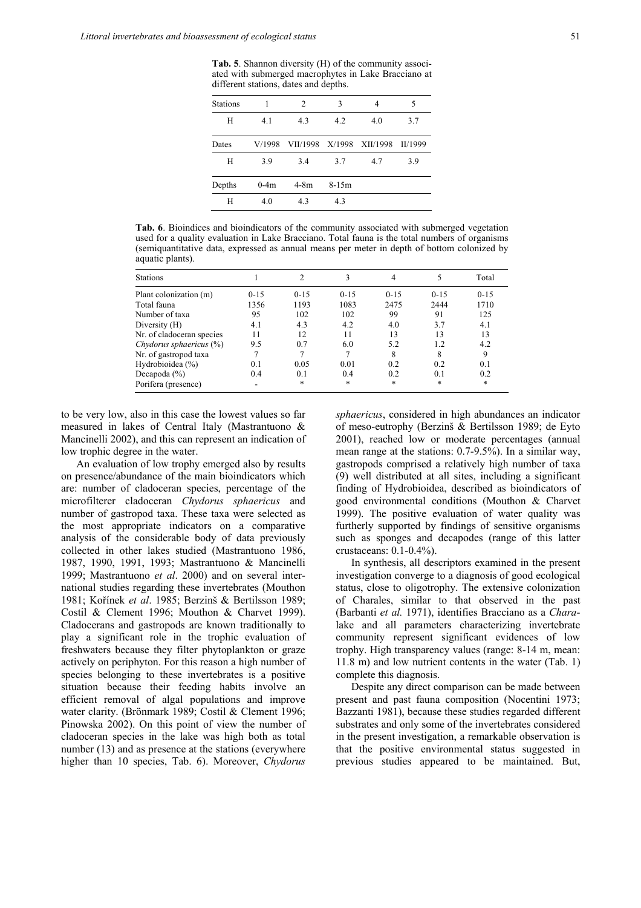**Tab. 5**. Shannon diversity (H) of the community associated with submerged macrophytes in Lake Bracciano at different stations, dates and depths.

| Stations | 1 | 2 | 3 | 4 | 5 |
|---|---|---|---|---|---|
| H | 4.1 | 4.3 | 4.2 | 4.0 | 3.7 |
| Dates | V/1998 | VII/1998 | X/1998 | XII/1998 | II/1999 |
| H | 3.9 | 3.4 | 3.7 | 4.7 | 3.9 |
| Depths | 0-4m | 4-8m | 8-15m | | |
| H | 4.0 | 4.3 | 4.3 | | |

**Tab. 6**. Bioindices and bioindicators of the community associated with submerged vegetation used for a quality evaluation in Lake Bracciano. Total fauna is the total numbers of organisms (semiquantitative data, expressed as annual means per meter in depth of bottom colonized by aquatic plants).

| Stations | 1 | 2 | 3 | 4 | 5 | Total |
|---|---|---|---|---|---|---|
| Plant colonization (m) | 0-15 | 0-15 | 0-15 | 0-15 | 0-15 | 0-15 |
| Total fauna | 1356 | 1193 | 1083 | 2475 | 2444 | 1710 |
| Number of taxa | 95 | 102 | 102 | 99 | 91 | 125 |
| Diversity (H) | 4.1 | 4.3 | 4.2 | 4.0 | 3.7 | 4.1 |
| Nr. of cladoceran species | 11 | 12 | 11 | 13 | 13 | 13 |
| *Chydorus sphaericus* (%) | 9.5 | 0.7 | 6.0 | 5.2 | 1.2 | 4.2 |
| Nr. of gastropod taxa | 7 | 7 | 7 | 8 | 8 | 9 |
| Hydrobioidea (%) | 0.1 | 0.05 | 0.01 | 0.2 | 0.2 | 0.1 |
| Decapoda (%) | 0.4 | 0.1 | 0.4 | 0.2 | 0.1 | 0.2 |
| Porifera (presence) | - | * | * | * | * | * |

to be very low, also in this case the lowest values so far measured in lakes of Central Italy (Mastrantuono & Mancinelli 2002), and this can represent an indication of low trophic degree in the water.

An evaluation of low trophy emerged also by results on presence/abundance of the main bioindicators which are: number of cladoceran species, percentage of the microfilterer cladoceran *Chydorus sphaericus* and number of gastropod taxa. These taxa were selected as the most appropriate indicators on a comparative analysis of the considerable body of data previously collected in other lakes studied (Mastrantuono 1986, 1987, 1990, 1991, 1993; Mastrantuono & Mancinelli 1999; Mastrantuono *et al*. 2000) and on several international studies regarding these invertebrates (Mouthon 1981; Kořínek *et al*. 1985; Berzinš & Bertilsson 1989; Costil & Clement 1996; Mouthon & Charvet 1999). Cladocerans and gastropods are known traditionally to play a significant role in the trophic evaluation of freshwaters because they filter phytoplankton or graze actively on periphyton. For this reason a high number of species belonging to these invertebrates is a positive situation because their feeding habits involve an efficient removal of algal populations and improve water clarity. (Brönmark 1989; Costil & Clement 1996; Pinowska 2002). On this point of view the number of cladoceran species in the lake was high both as total number (13) and as presence at the stations (everywhere higher than 10 species, Tab. 6). Moreover, *Chydorus sphaericus*, considered in high abundances an indicator of meso-eutrophy (Berzinš & Bertilsson 1989; de Eyto 2001), reached low or moderate percentages (annual mean range at the stations: 0.7-9.5%). In a similar way, gastropods comprised a relatively high number of taxa (9) well distributed at all sites, including a significant finding of Hydrobioidea, described as bioindicators of good environmental conditions (Mouthon & Charvet 1999). The positive evaluation of water quality was furtherly supported by findings of sensitive organisms such as sponges and decapodes (range of this latter crustaceans: 0.1-0.4%).

In synthesis, all descriptors examined in the present investigation converge to a diagnosis of good ecological status, close to oligotrophy. The extensive colonization of Charales, similar to that observed in the past (Barbanti *et al.* 1971), identifies Bracciano as a *Chara*-lake and all parameters characterizing invertebrate community represent significant evidences of low trophy. High transparency values (range: 8-14 m, mean: 11.8 m) and low nutrient contents in the water (Tab. 1) complete this diagnosis.

Despite any direct comparison can be made between present and past fauna composition (Nocentini 1973; Bazzanti 1981), because these studies regarded different substrates and only some of the invertebrates considered in the present investigation, a remarkable observation is that the positive environmental status suggested in previous studies appeared to be maintained. But,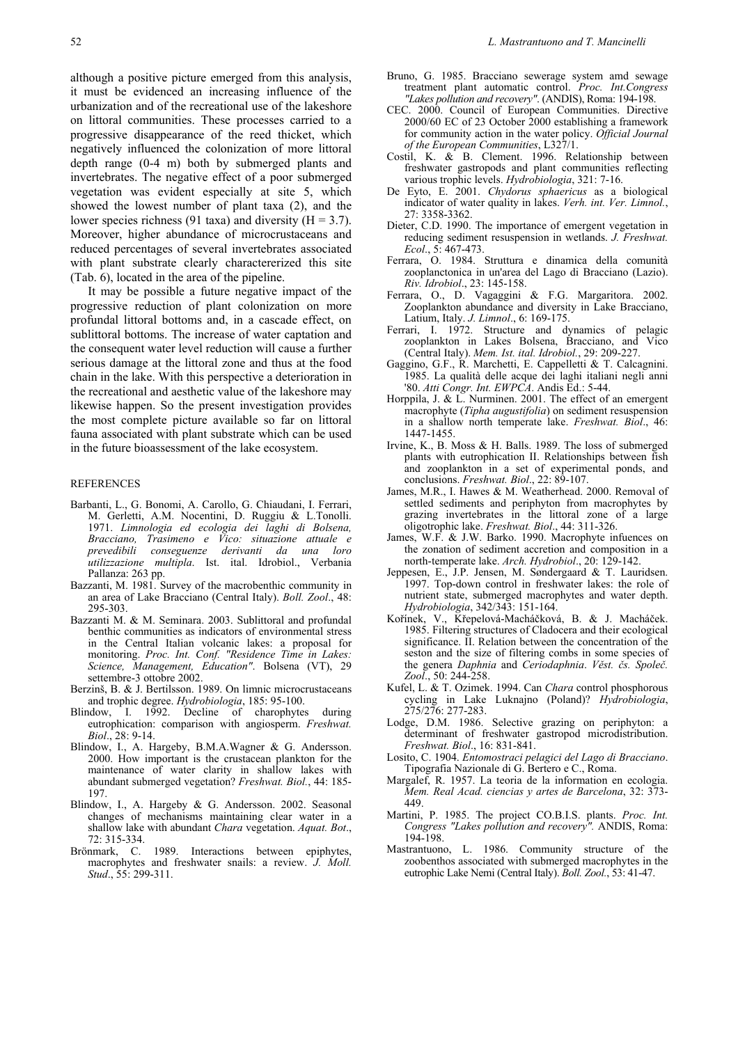although a positive picture emerged from this analysis, it must be evidenced an increasing influence of the urbanization and of the recreational use of the lakeshore on littoral communities. These processes carried to a progressive disappearance of the reed thicket, which negatively influenced the colonization of more littoral depth range (0-4 m) both by submerged plants and invertebrates. The negative effect of a poor submerged vegetation was evident especially at site 5, which showed the lowest number of plant taxa (2), and the lower species richness (91 taxa) and diversity (H = 3.7). Moreover, higher abundance of microcrustaceans and reduced percentages of several invertebrates associated with plant substrate clearly charactererized this site (Tab. 6), located in the area of the pipeline.

It may be possible a future negative impact of the progressive reduction of plant colonization on more profundal littoral bottoms and, in a cascade effect, on sublittoral bottoms. The increase of water captation and the consequent water level reduction will cause a further serious damage at the littoral zone and thus at the food chain in the lake. With this perspective a deterioration in the recreational and aesthetic value of the lakeshore may likewise happen. So the present investigation provides the most complete picture available so far on littoral fauna associated with plant substrate which can be used in the future bioassessment of the lake ecosystem.

## REFERENCES

Barbanti, L., G. Bonomi, A. Carollo, G. Chiaudani, I. Ferrari, M. Gerletti, A.M. Nocentini, D. Ruggiu & L.Tonolli. 1971. *Limnologia ed ecologia dei laghi di Bolsena, Bracciano, Trasimeno e Vico: situazione attuale e prevedibili conseguenze derivanti da una loro utilizzazione multipla*. Ist. ital. Idrobiol., Verbania Pallanza: 263 pp.

Bazzanti, M. 1981. Survey of the macrobenthic community in an area of Lake Bracciano (Central Italy). *Boll. Zool*., 48: 295-303.

Bazzanti M. & M. Seminara. 2003. Sublittoral and profundal benthic communities as indicators of environmental stress in the Central Italian volcanic lakes: a proposal for monitoring. *Proc. Int. Conf. "Residence Time in Lakes: Science, Management, Education"*. Bolsena (VT), 29 settembre-3 ottobre 2002.

Berzinš, B. & J. Bertilsson. 1989. On limnic microcrustaceans and trophic degree. *Hydrobiologia*, 185: 95-100.

Blindow, I. 1992. Decline of charophytes during eutrophication: comparison with angiosperm. *Freshwat. Biol*., 28: 9-14.

Blindow, I., A. Hargeby, B.M.A.Wagner & G. Andersson. 2000. How important is the crustacean plankton for the maintenance of water clarity in shallow lakes with abundant submerged vegetation? *Freshwat. Biol.*, 44: 185-197.

Blindow, I., A. Hargeby & G. Andersson. 2002. Seasonal changes of mechanisms maintaining clear water in a shallow lake with abundant *Chara* vegetation. *Aquat. Bot*., 72: 315-334.

Brönmark, C. 1989. Interactions between epiphytes, macrophytes and freshwater snails: a review. *J. Moll. Stud*., 55: 299-311.

Bruno, G. 1985. Bracciano sewerage system amd sewage treatment plant automatic control. *Proc. Int.Congress "Lakes pollution and recovery"*. (ANDIS), Roma: 194-198.

CEC. 2000. Council of European Communities. Directive 2000/60 EC of 23 October 2000 establishing a framework for community action in the water policy. *Official Journal of the European Communities*, L327/1.

Costil, K. & B. Clement. 1996. Relationship between freshwater gastropods and plant communities reflecting various trophic levels. *Hydrobiologia*, 321: 7-16.

De Eyto, E. 2001. *Chydorus sphaericus* as a biological indicator of water quality in lakes. *Verh. int. Ver. Limnol.*, 27: 3358-3362.

Dieter, C.D. 1990. The importance of emergent vegetation in reducing sediment resuspension in wetlands. *J. Freshwat. Ecol*., 5: 467-473.

Ferrara, O. 1984. Struttura e dinamica della comunità zooplanctonica in un'area del Lago di Bracciano (Lazio). *Riv. Idrobiol*., 23: 145-158.

Ferrara, O., D. Vagaggini & F.G. Margaritora. 2002. Zooplankton abundance and diversity in Lake Bracciano, Latium, Italy. *J. Limnol*., 6: 169-175.

Ferrari, I. 1972. Structure and dynamics of pelagic zooplankton in Lakes Bolsena, Bracciano, and Vico (Central Italy). *Mem. Ist. ital. Idrobiol*., 29: 209-227.

Gaggino, G.F., R. Marchetti, E. Cappelletti & T. Calcagnini. 1985. La qualità delle acque dei laghi italiani negli anni '80. *Atti Congr. Int. EWPCA*. Andis Ed.: 5-44.

Horppila, J. & L. Nurminen. 2001. The effect of an emergent macrophyte (*Tipha augustifolia*) on sediment resuspension in a shallow north temperate lake. *Freshwat. Biol*., 46: 1447-1455.

Irvine, K., B. Moss & H. Balls. 1989. The loss of submerged plants with eutrophication II. Relationships between fish and zooplankton in a set of experimental ponds, and conclusions. *Freshwat. Biol*., 22: 89-107.

James, M.R., I. Hawes & M. Weatherhead. 2000. Removal of settled sediments and periphyton from macrophytes by grazing invertebrates in the littoral zone of a large oligotrophic lake. *Freshwat. Biol*., 44: 311-326.

James, W.F. & J.W. Barko. 1990. Macrophyte infuences on the zonation of sediment accretion and composition in a north-temperate lake. *Arch. Hydrobiol*., 20: 129-142.

Jeppesen, E., J.P. Jensen, M. Søndergaard & T. Lauridsen. 1997. Top-down control in freshwater lakes: the role of nutrient state, submerged macrophytes and water depth. *Hydrobiologia*, 342/343: 151-164.

Kořínek, V., Křepelová-Macháčková, B. & J. Macháček. 1985. Filtering structures of Cladocera and their ecological significance. II. Relation between the concentration of the seston and the size of filtering combs in some species of the genera *Daphnia* and *Ceriodaphnia*. *Věst. čs. Společ. Zool*., 50: 244-258.

Kufel, L. & T. Ozimek. 1994. Can *Chara* control phosphorous cycling in Lake Luknajno (Poland)? *Hydrobiologia*, 275/276: 277-283.

Lodge, D.M. 1986. Selective grazing on periphyton: a determinant of freshwater gastropod microdistribution. *Freshwat. Biol*., 16: 831-841.

Losito, C. 1904. *Entomostraci pelagici del Lago di Bracciano*. Tipografia Nazionale di G. Bertero e C., Roma.

Margalef, R. 1957. La teoria de la information en ecologia. *Mem. Real Acad. ciencias y artes de Barcelona*, 32: 373-449.

Martini, P. 1985. The project CO.B.I.S. plants. *Proc. Int. Congress "Lakes pollution and recovery".* ANDIS, Roma: 194-198.

Mastrantuono, L. 1986. Community structure of the zoobenthos associated with submerged macrophytes in the eutrophic Lake Nemi (Central Italy). *Boll. Zool.*, 53: 41-47.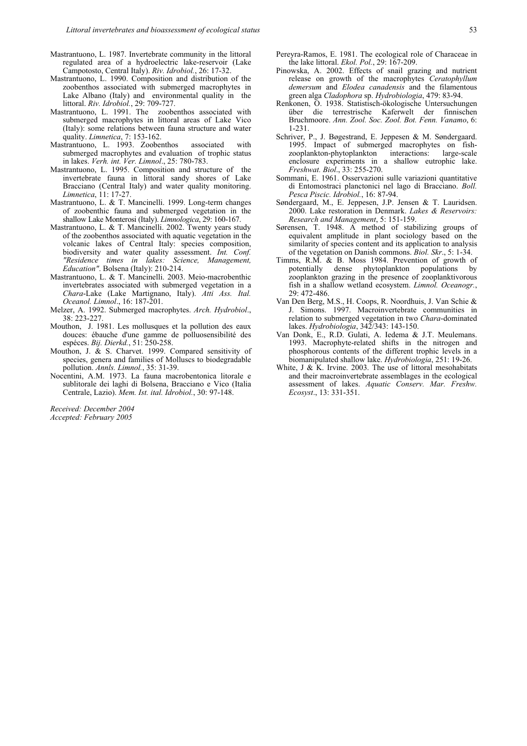Mastrantuono, L. 1987. Invertebrate community in the littoral regulated area of a hydroelectric lake-reservoir (Lake Campotosto, Central Italy). *Riv. Idrobiol.*, 26: 17-32.

Mastrantuono, L. 1990. Composition and distribution of the zoobenthos associated with submerged macrophytes in Lake Albano (Italy) and environmental quality in the littoral. *Riv. Idrobiol.*, 29: 709-727.

Mastrantuono, L. 1991. The zoobenthos associated with submerged macrophytes in littoral areas of Lake Vico (Italy): some relations between fauna structure and water quality. *Limnetica*, 7: 153-162.

Mastrantuono, L. 1993. Zoobenthos associated with submerged macrophytes and evaluation of trophic status in lakes. *Verh. int. Ver. Limnol*., 25: 780-783.

Mastrantuono, L. 1995. Composition and structure of the invertebrate fauna in littoral sandy shores of Lake Bracciano (Central Italy) and water quality monitoring. *Limnetica*, 11: 17-27.

Mastrantuono, L. & T. Mancinelli. 1999. Long-term changes of zoobenthic fauna and submerged vegetation in the shallow Lake Monterosi (Italy). *Limnologica*, 29: 160-167.

Mastrantuono, L. & T. Mancinelli. 2002. Twenty years study of the zoobenthos associated with aquatic vegetation in the volcanic lakes of Central Italy: species composition, biodiversity and water quality assessment. *Int. Conf. "Residence times in lakes: Science, Management, Education"*. Bolsena (Italy): 210-214.

Mastrantuono, L. & T. Mancinelli. 2003. Meio-macrobenthic invertebrates associated with submerged vegetation in a *Chara*-Lake (Lake Martignano, Italy). *Atti Ass. Ital. Oceanol. Limnol*., 16: 187-201.

Melzer, A. 1992. Submerged macrophytes. *Arch. Hydrobiol*., 38: 223-227.

Mouthon, J. 1981. Les mollusques et la pollution des eaux douces: ébauche d'une gamme de polluosensibilité des espéces. *Bij. Dierkd.*, 51: 250-258.

Mouthon, J. & S. Charvet. 1999. Compared sensitivity of species, genera and families of Molluscs to biodegradable pollution. *Annls. Limnol.*, 35: 31-39.

Nocentini, A.M. 1973. La fauna macrobentonica litorale e sublitorale dei laghi di Bolsena, Bracciano e Vico (Italia Centrale, Lazio). *Mem. Ist. ital. Idrobiol.*, 30: 97-148.

Pereyra-Ramos, E. 1981. The ecological role of Characeae in the lake littoral. *Ekol. Pol.*, 29: 167-209.

Pinowska, A. 2002. Effects of snail grazing and nutrient release on growth of the macrophytes *Ceratophyllum demersum* and *Elodea canadensis* and the filamentous green alga *Cladophora* sp. *Hydrobiologia*, 479: 83-94.

Renkonen, O. 1938. Statistisch-ökologische Untersuchungen über die terrestrische Kaferwelt der finnischen Bruchmoore. *Ann. Zool. Soc. Zool. Bot. Fenn. Vanamo*, 6: 1-231.

Schriver, P., J. Bøgestrand, E. Jeppesen & M. Søndergaard. 1995. Impact of submerged macrophytes on fish-zooplankton-phytoplankton interactions: large-scale enclosure experiments in a shallow eutrophic lake. *Freshwat. Biol*., 33: 255-270.

Sommani, E. 1961. Osservazioni sulle variazioni quantitative di Entomostraci planctonici nel lago di Bracciano. *Boll. Pesca Piscic. Idrobiol.*, 16: 87-94.

Søndergaard, M., E. Jeppesen, J.P. Jensen & T. Lauridsen. 2000. Lake restoration in Denmark. *Lakes & Reservoirs: Research and Management*, 5: 151-159.

Sørensen, T. 1948. A method of stabilizing groups of equivalent amplitude in plant sociology based on the similarity of species content and its application to analysis of the vegetation on Danish commons. *Biol. Skr*., 5: 1-34.

Timms, R.M. & B. Moss 1984. Prevention of growth of potentially dense phytoplankton populations by zooplankton grazing in the presence of zooplanktivorous fish in a shallow wetland ecosystem. *Limnol. Oceanogr.*, 29: 472-486.

Van Den Berg, M.S., H. Coops, R. Noordhuis, J. Van Schie & J. Simons. 1997. Macroinvertebrate communities in relation to submerged vegetation in two *Chara*-dominated lakes. *Hydrobiologia*, 342/343: 143-150.

Van Donk, E., R.D. Gulati, A. Iedema & J.T. Meulemans. 1993. Macrophyte-related shifts in the nitrogen and phosphorous contents of the different trophic levels in a biomanipulated shallow lake. *Hydrobiologia*, 251: 19-26.

White, J & K. Irvine. 2003. The use of littoral mesohabitats and their macroinvertebrate assemblages in the ecological assessment of lakes. *Aquatic Conserv. Mar. Freshw. Ecosyst*., 13: 331-351.

*Received: December 2004*
*Accepted: February 2005*